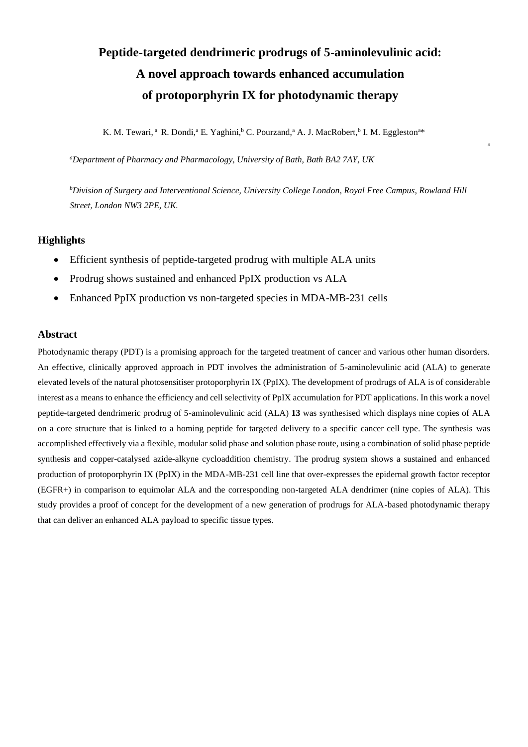# Peptide-targeted dendrimeric prodrugs of 5-aminolevulinic acid: A novel approach towards enhanced accumulation of protoporphyrin IX for photodynamic therapy

K. M. Tewari, [a] R. Dondi,[a] E. Yaghini,[b] C. Pourzand,[a] A. J. MacRobert,[b] I. M. Eggleston[a]*

[a]*Department of Pharmacy and Pharmacology, University of Bath, Bath BA2 7AY, UK*

[b]*Division of Surgery and Interventional Science, University College London, Royal Free Campus, Rowland Hill Street, London NW3 2PE, UK.*

## Highlights

- Efficient synthesis of peptide-targeted prodrug with multiple ALA units
- Prodrug shows sustained and enhanced PpIX production vs ALA
- Enhanced PpIX production vs non-targeted species in MDA-MB-231 cells

## Abstract

Photodynamic therapy (PDT) is a promising approach for the targeted treatment of cancer and various other human disorders. An effective, clinically approved approach in PDT involves the administration of 5-aminolevulinic acid (ALA) to generate elevated levels of the natural photosensitiser protoporphyrin IX (PpIX). The development of prodrugs of ALA is of considerable interest as a means to enhance the efficiency and cell selectivity of PpIX accumulation for PDT applications. In this work a novel peptide-targeted dendrimeric prodrug of 5-aminolevulinic acid (ALA) **13** was synthesised which displays nine copies of ALA on a core structure that is linked to a homing peptide for targeted delivery to a specific cancer cell type. The synthesis was accomplished effectively via a flexible, modular solid phase and solution phase route, using a combination of solid phase peptide synthesis and copper-catalysed azide-alkyne cycloaddition chemistry. The prodrug system shows a sustained and enhanced production of protoporphyrin IX (PpIX) in the MDA-MB-231 cell line that over-expresses the epidernal growth factor receptor (EGFR+) in comparison to equimolar ALA and the corresponding non-targeted ALA dendrimer (nine copies of ALA). This study provides a proof of concept for the development of a new generation of prodrugs for ALA-based photodynamic therapy that can deliver an enhanced ALA payload to specific tissue types.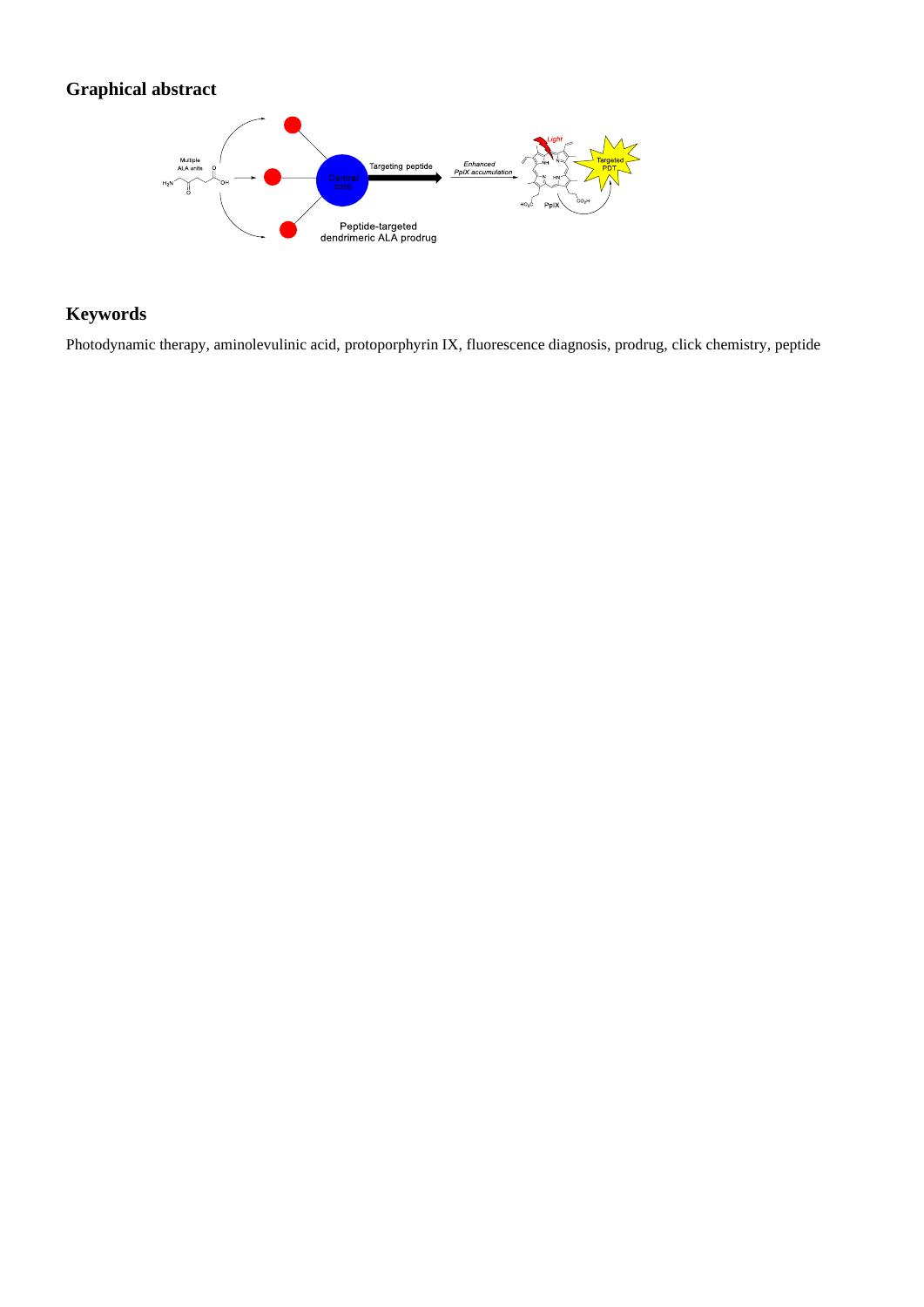## Graphical abstract

## Keywords

Photodynamic therapy, aminolevulinic acid, protoporphyrin IX, fluorescence diagnosis, prodrug, click chemistry, peptide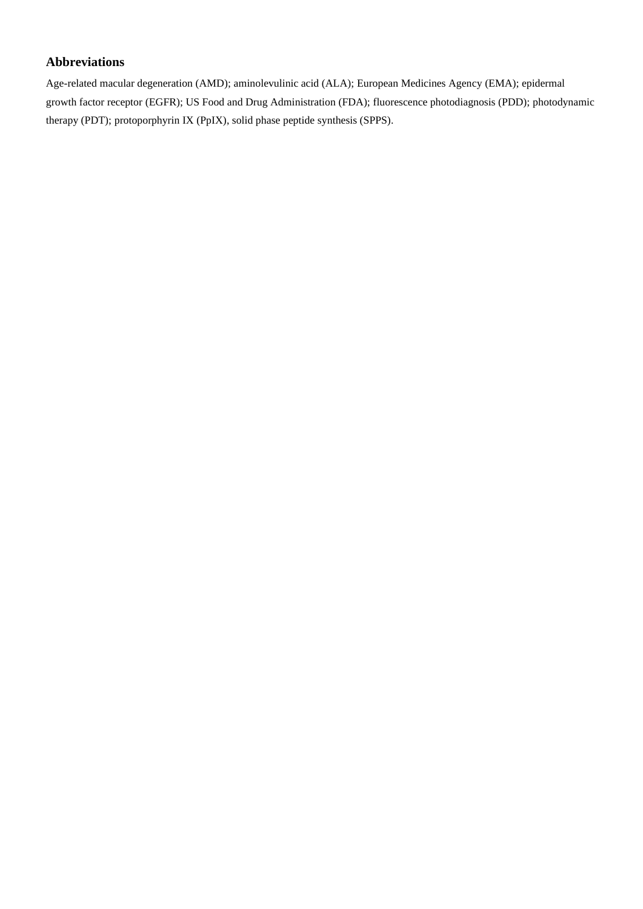## Abbreviations

Age-related macular degeneration (AMD); aminolevulinic acid (ALA); European Medicines Agency (EMA); epidermal growth factor receptor (EGFR); US Food and Drug Administration (FDA); fluorescence photodiagnosis (PDD); photodynamic therapy (PDT); protoporphyrin IX (PpIX), solid phase peptide synthesis (SPPS).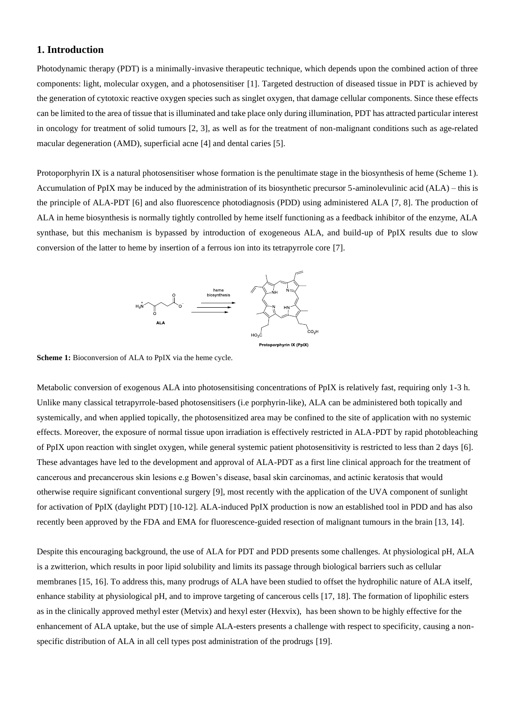## 1. Introduction

Photodynamic therapy (PDT) is a minimally-invasive therapeutic technique, which depends upon the combined action of three components: light, molecular oxygen, and a photosensitiser [1]. Targeted destruction of diseased tissue in PDT is achieved by the generation of cytotoxic reactive oxygen species such as singlet oxygen, that damage cellular components. Since these effects can be limited to the area of tissue that is illuminated and take place only during illumination, PDT has attracted particular interest in oncology for treatment of solid tumours [2, 3], as well as for the treatment of non-malignant conditions such as age-related macular degeneration (AMD), superficial acne [4] and dental caries [5].

Protoporphyrin IX is a natural photosensitiser whose formation is the penultimate stage in the biosynthesis of heme (Scheme 1). Accumulation of PpIX may be induced by the administration of its biosynthetic precursor 5-aminolevulinic acid (ALA) – this is the principle of ALA-PDT [6] and also fluorescence photodiagnosis (PDD) using administered ALA [7, 8]. The production of ALA in heme biosynthesis is normally tightly controlled by heme itself functioning as a feedback inhibitor of the enzyme, ALA synthase, but this mechanism is bypassed by introduction of exogeneous ALA, and build-up of PpIX results due to slow conversion of the latter to heme by insertion of a ferrous ion into its tetrapyrrole core [7].

**Scheme 1:** Bioconversion of ALA to PpIX via the heme cycle.

Metabolic conversion of exogenous ALA into photosensitising concentrations of PpIX is relatively fast, requiring only 1-3 h. Unlike many classical tetrapyrrole-based photosensitisers (i.e porphyrin-like), ALA can be administered both topically and systemically, and when applied topically, the photosensitized area may be confined to the site of application with no systemic effects. Moreover, the exposure of normal tissue upon irradiation is effectively restricted in ALA-PDT by rapid photobleaching of PpIX upon reaction with singlet oxygen, while general systemic patient photosensitivity is restricted to less than 2 days [6]. These advantages have led to the development and approval of ALA-PDT as a first line clinical approach for the treatment of cancerous and precancerous skin lesions e.g Bowen's disease, basal skin carcinomas, and actinic keratosis that would otherwise require significant conventional surgery [9], most recently with the application of the UVA component of sunlight for activation of PpIX (daylight PDT) [10-12]. ALA-induced PpIX production is now an established tool in PDD and has also recently been approved by the FDA and EMA for fluorescence-guided resection of malignant tumours in the brain [13, 14].

Despite this encouraging background, the use of ALA for PDT and PDD presents some challenges. At physiological pH, ALA is a zwitterion, which results in poor lipid solubility and limits its passage through biological barriers such as cellular membranes [15, 16]. To address this, many prodrugs of ALA have been studied to offset the hydrophilic nature of ALA itself, enhance stability at physiological pH, and to improve targeting of cancerous cells [17, 18]. The formation of lipophilic esters as in the clinically approved methyl ester (Metvix) and hexyl ester (Hexvix), has been shown to be highly effective for the enhancement of ALA uptake, but the use of simple ALA-esters presents a challenge with respect to specificity, causing a non-specific distribution of ALA in all cell types post administration of the prodrugs [19].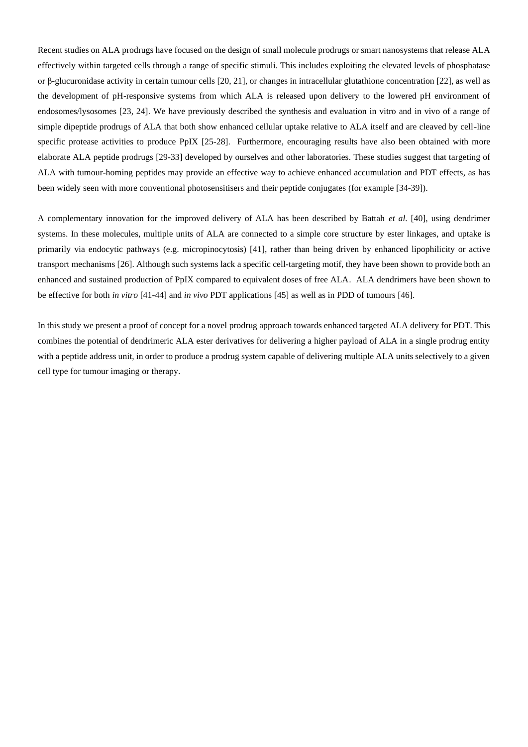Recent studies on ALA prodrugs have focused on the design of small molecule prodrugs or smart nanosystems that release ALA effectively within targeted cells through a range of specific stimuli. This includes exploiting the elevated levels of phosphatase or β-glucuronidase activity in certain tumour cells [20, 21], or changes in intracellular glutathione concentration [22], as well as the development of pH-responsive systems from which ALA is released upon delivery to the lowered pH environment of endosomes/lysosomes [23, 24]. We have previously described the synthesis and evaluation in vitro and in vivo of a range of simple dipeptide prodrugs of ALA that both show enhanced cellular uptake relative to ALA itself and are cleaved by cell-line specific protease activities to produce PpIX [25-28]. Furthermore, encouraging results have also been obtained with more elaborate ALA peptide prodrugs [29-33] developed by ourselves and other laboratories. These studies suggest that targeting of ALA with tumour-homing peptides may provide an effective way to achieve enhanced accumulation and PDT effects, as has been widely seen with more conventional photosensitisers and their peptide conjugates (for example [34-39]).

A complementary innovation for the improved delivery of ALA has been described by Battah *et al.* [40], using dendrimer systems. In these molecules, multiple units of ALA are connected to a simple core structure by ester linkages, and uptake is primarily via endocytic pathways (e.g. micropinocytosis) [41], rather than being driven by enhanced lipophilicity or active transport mechanisms [26]. Although such systems lack a specific cell-targeting motif, they have been shown to provide both an enhanced and sustained production of PpIX compared to equivalent doses of free ALA. ALA dendrimers have been shown to be effective for both *in vitro* [41-44] and *in vivo* PDT applications [45] as well as in PDD of tumours [46].

In this study we present a proof of concept for a novel prodrug approach towards enhanced targeted ALA delivery for PDT. This combines the potential of dendrimeric ALA ester derivatives for delivering a higher payload of ALA in a single prodrug entity with a peptide address unit, in order to produce a prodrug system capable of delivering multiple ALA units selectively to a given cell type for tumour imaging or therapy.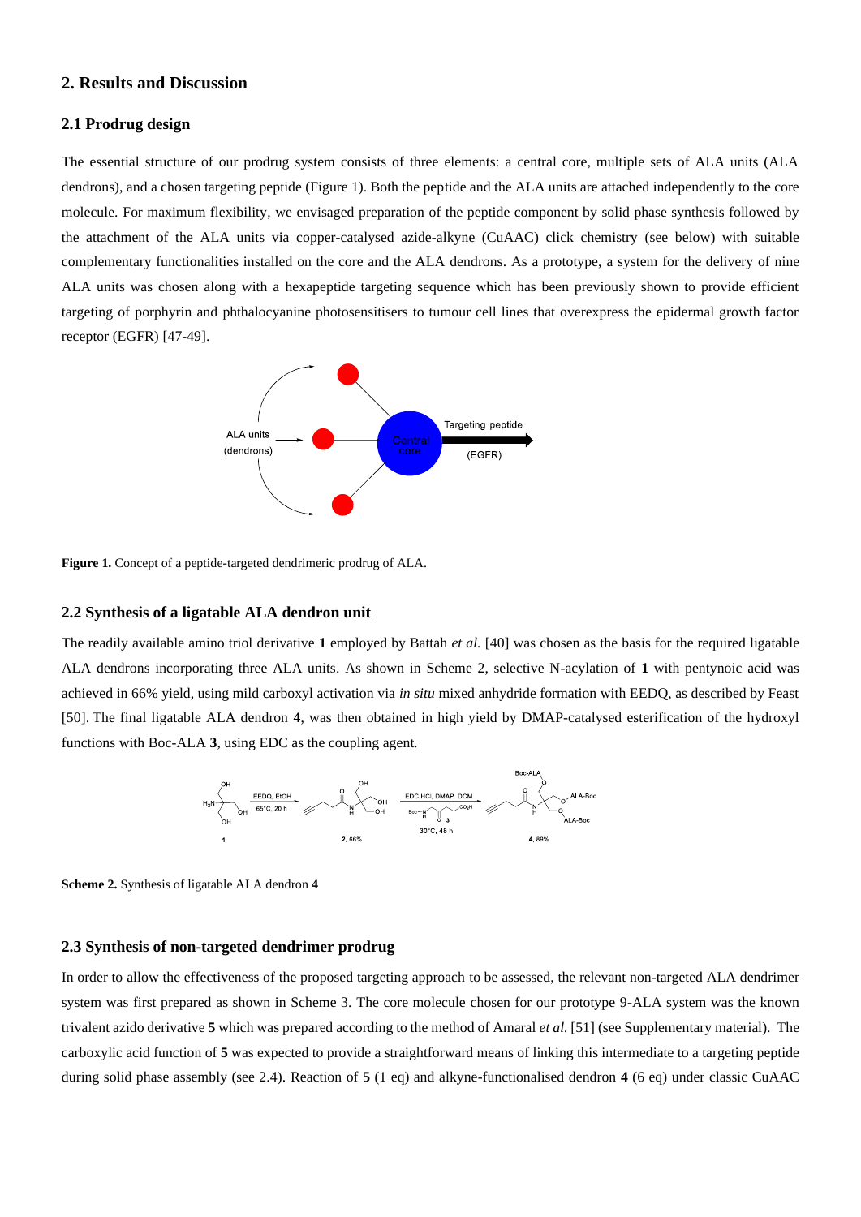## 2. Results and Discussion

### 2.1 Prodrug design

The essential structure of our prodrug system consists of three elements: a central core, multiple sets of ALA units (ALA dendrons), and a chosen targeting peptide (Figure 1). Both the peptide and the ALA units are attached independently to the core molecule. For maximum flexibility, we envisaged preparation of the peptide component by solid phase synthesis followed by the attachment of the ALA units via copper-catalysed azide-alkyne (CuAAC) click chemistry (see below) with suitable complementary functionalities installed on the core and the ALA dendrons. As a prototype, a system for the delivery of nine ALA units was chosen along with a hexapeptide targeting sequence which has been previously shown to provide efficient targeting of porphyrin and phthalocyanine photosensitisers to tumour cell lines that overexpress the epidermal growth factor receptor (EGFR) [47-49].

**Figure 1.** Concept of a peptide-targeted dendrimeric prodrug of ALA.

### 2.2 Synthesis of a ligatable ALA dendron unit

The readily available amino triol derivative **1** employed by Battah *et al.* [40] was chosen as the basis for the required ligatable ALA dendrons incorporating three ALA units. As shown in Scheme 2, selective N-acylation of **1** with pentynoic acid was achieved in 66% yield, using mild carboxyl activation via *in situ* mixed anhydride formation with EEDQ, as described by Feast [50]. The final ligatable ALA dendron **4**, was then obtained in high yield by DMAP-catalysed esterification of the hydroxyl functions with Boc-ALA **3**, using EDC as the coupling agent.

**Scheme 2.** Synthesis of ligatable ALA dendron **4**

### 2.3 Synthesis of non-targeted dendrimer prodrug

In order to allow the effectiveness of the proposed targeting approach to be assessed, the relevant non-targeted ALA dendrimer system was first prepared as shown in Scheme 3. The core molecule chosen for our prototype 9-ALA system was the known trivalent azido derivative **5** which was prepared according to the method of Amaral *et al.* [51] (see Supplementary material). The carboxylic acid function of **5** was expected to provide a straightforward means of linking this intermediate to a targeting peptide during solid phase assembly (see 2.4). Reaction of **5** (1 eq) and alkyne-functionalised dendron **4** (6 eq) under classic CuAAC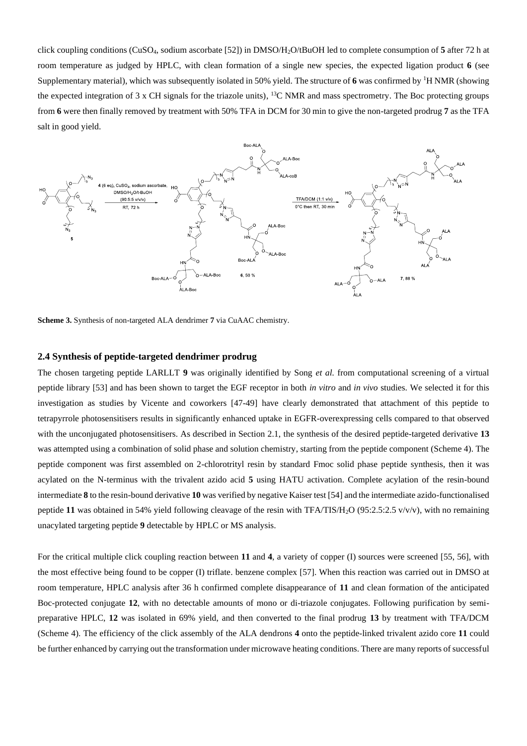click coupling conditions ($CuSO_4$, sodium ascorbate [52]) in DMSO/$H_2O$/tBuOH led to complete consumption of **5** after 72 h at room temperature as judged by HPLC, with clean formation of a single new species, the expected ligation product **6** (see Supplementary material), which was subsequently isolated in 50% yield. The structure of **6** was confirmed by $^1$H NMR (showing the expected integration of 3 x CH signals for the triazole units), $^{13}$C NMR and mass spectrometry. The Boc protecting groups from **6** were then finally removed by treatment with 50% TFA in DCM for 30 min to give the non-targeted prodrug **7** as the TFA salt in good yield.

**Scheme 3.** Synthesis of non-targeted ALA dendrimer **7** via CuAAC chemistry.

## 2.4 Synthesis of peptide-targeted dendrimer prodrug

The chosen targeting peptide LARLLT **9** was originally identified by Song *et al.* from computational screening of a virtual peptide library [53] and has been shown to target the EGF receptor in both *in vitro* and *in vivo* studies. We selected it for this investigation as studies by Vicente and coworkers [47-49] have clearly demonstrated that attachment of this peptide to tetrapyrrole photosensitisers results in significantly enhanced uptake in EGFR-overexpressing cells compared to that observed with the unconjugated photosensitisers. As described in Section 2.1, the synthesis of the desired peptide-targeted derivative **13** was attempted using a combination of solid phase and solution chemistry, starting from the peptide component (Scheme 4). The peptide component was first assembled on 2-chlorotrityl resin by standard Fmoc solid phase peptide synthesis, then it was acylated on the N-terminus with the trivalent azido acid **5** using HATU activation. Complete acylation of the resin-bound intermediate **8** to the resin-bound derivative **10** was verified by negative Kaiser test [54] and the intermediate azido-functionalised peptide **11** was obtained in 54% yield following cleavage of the resin with TFA/TIS/$H_2O$ (95:2.5:2.5 v/v/v), with no remaining unacylated targeting peptide **9** detectable by HPLC or MS analysis.

For the critical multiple click coupling reaction between **11** and **4**, a variety of copper (I) sources were screened [55, 56], with the most effective being found to be copper (I) triflate. benzene complex [57]. When this reaction was carried out in DMSO at room temperature, HPLC analysis after 36 h confirmed complete disappearance of **11** and clean formation of the anticipated Boc-protected conjugate **12**, with no detectable amounts of mono or di-triazole conjugates. Following purification by semi-preparative HPLC, **12** was isolated in 69% yield, and then converted to the final prodrug **13** by treatment with TFA/DCM (Scheme 4). The efficiency of the click assembly of the ALA dendrons **4** onto the peptide-linked trivalent azido core **11** could be further enhanced by carrying out the transformation under microwave heating conditions. There are many reports of successful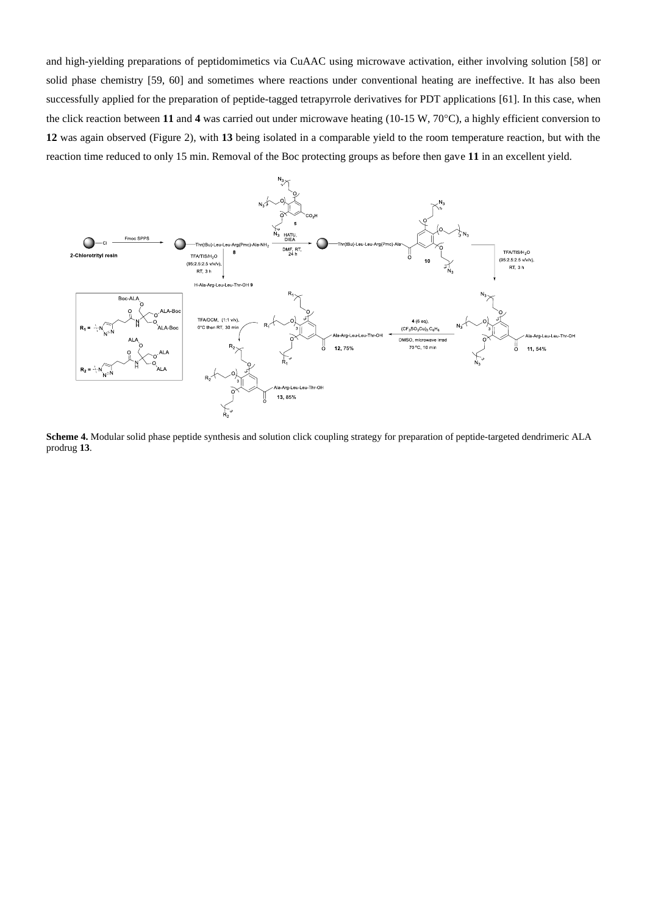and high-yielding preparations of peptidomimetics via CuAAC using microwave activation, either involving solution [58] or solid phase chemistry [59, 60] and sometimes where reactions under conventional heating are ineffective. It has also been successfully applied for the preparation of peptide-tagged tetrapyrrole derivatives for PDT applications [61]. In this case, when the click reaction between **11** and **4** was carried out under microwave heating (10-15 W, 70°C), a highly efficient conversion to **12** was again observed (Figure 2), with **13** being isolated in a comparable yield to the room temperature reaction, but with the reaction time reduced to only 15 min. Removal of the Boc protecting groups as before then gave **11** in an excellent yield.

**Scheme 4.** Modular solid phase peptide synthesis and solution click coupling strategy for preparation of peptide-targeted dendrimeric ALA prodrug **13**.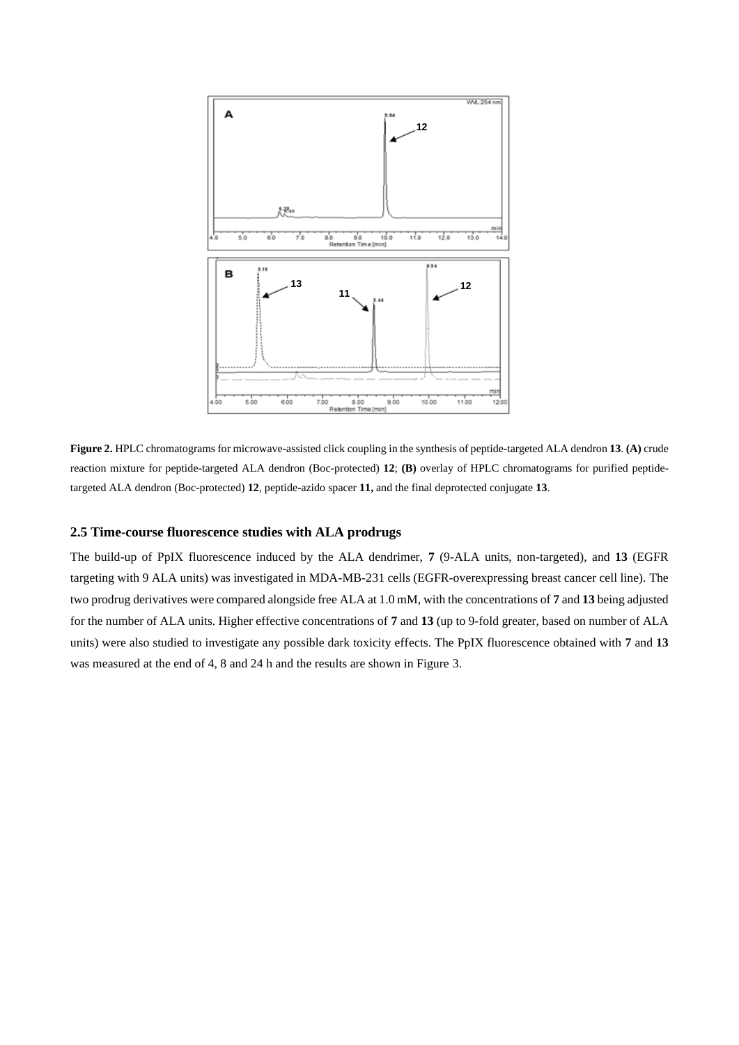**Figure 2.** HPLC chromatograms for microwave-assisted click coupling in the synthesis of peptide-targeted ALA dendron **13**. **(A)** crude reaction mixture for peptide-targeted ALA dendron (Boc-protected) **12**; **(B)** overlay of HPLC chromatograms for purified peptide-targeted ALA dendron (Boc-protected) **12**, peptide-azido spacer **11,** and the final deprotected conjugate **13**.

### 2.5 Time-course fluorescence studies with ALA prodrugs

The build-up of PpIX fluorescence induced by the ALA dendrimer, **7** (9-ALA units, non-targeted), and **13** (EGFR targeting with 9 ALA units) was investigated in MDA-MB-231 cells (EGFR-overexpressing breast cancer cell line). The two prodrug derivatives were compared alongside free ALA at 1.0 mM, with the concentrations of **7** and **13** being adjusted for the number of ALA units. Higher effective concentrations of **7** and **13** (up to 9-fold greater, based on number of ALA units) were also studied to investigate any possible dark toxicity effects. The PpIX fluorescence obtained with **7** and **13** was measured at the end of 4, 8 and 24 h and the results are shown in Figure 3.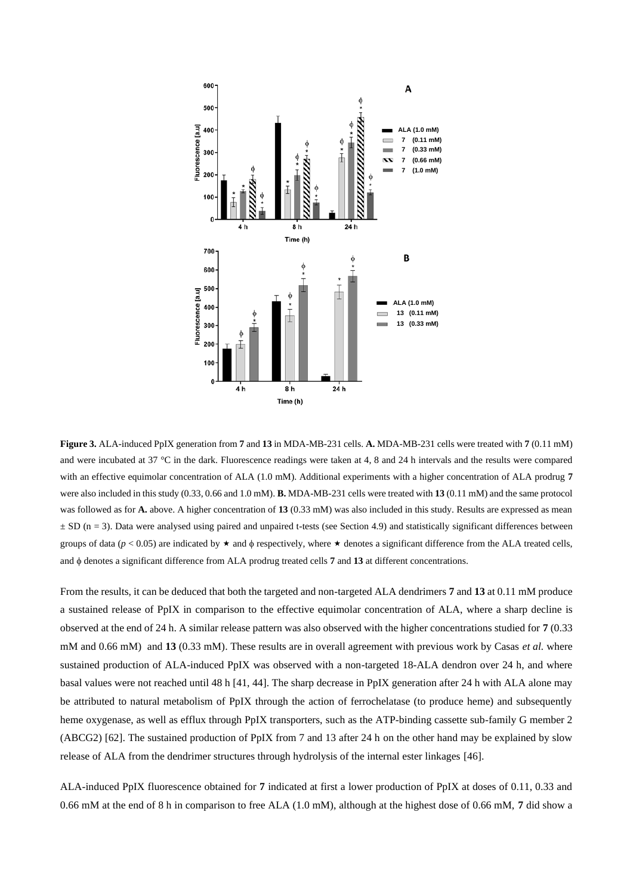**Figure 3.** ALA-induced PpIX generation from **7** and **13** in MDA-MB-231 cells. **A.** MDA-MB-231 cells were treated with **7** (0.11 mM) and were incubated at 37 °C in the dark. Fluorescence readings were taken at 4, 8 and 24 h intervals and the results were compared with an effective equimolar concentration of ALA (1.0 mM). Additional experiments with a higher concentration of ALA prodrug **7** were also included in this study (0.33, 0.66 and 1.0 mM). **B.** MDA-MB-231 cells were treated with **13** (0.11 mM) and the same protocol was followed as for **A.** above. A higher concentration of **13** (0.33 mM) was also included in this study. Results are expressed as mean ± SD (n = 3). Data were analysed using paired and unpaired t-tests (see Section 4.9) and statistically significant differences between groups of data ($p < 0.05$) are indicated by ⋆ and ϕ respectively, where ⋆ denotes a significant difference from the ALA treated cells, and ϕ denotes a significant difference from ALA prodrug treated cells **7** and **13** at different concentrations.

From the results, it can be deduced that both the targeted and non-targeted ALA dendrimers **7** and **13** at 0.11 mM produce a sustained release of PpIX in comparison to the effective equimolar concentration of ALA, where a sharp decline is observed at the end of 24 h. A similar release pattern was also observed with the higher concentrations studied for **7** (0.33 mM and 0.66 mM) and **13** (0.33 mM). These results are in overall agreement with previous work by Casas *et al.* where sustained production of ALA-induced PpIX was observed with a non-targeted 18-ALA dendron over 24 h, and where basal values were not reached until 48 h [41, 44]. The sharp decrease in PpIX generation after 24 h with ALA alone may be attributed to natural metabolism of PpIX through the action of ferrochelatase (to produce heme) and subsequently heme oxygenase, as well as efflux through PpIX transporters, such as the ATP-binding cassette sub-family G member 2 (ABCG2) [62]. The sustained production of PpIX from 7 and 13 after 24 h on the other hand may be explained by slow release of ALA from the dendrimer structures through hydrolysis of the internal ester linkages [46].

ALA-induced PpIX fluorescence obtained for **7** indicated at first a lower production of PpIX at doses of 0.11, 0.33 and 0.66 mM at the end of 8 h in comparison to free ALA (1.0 mM), although at the highest dose of 0.66 mM, **7** did show a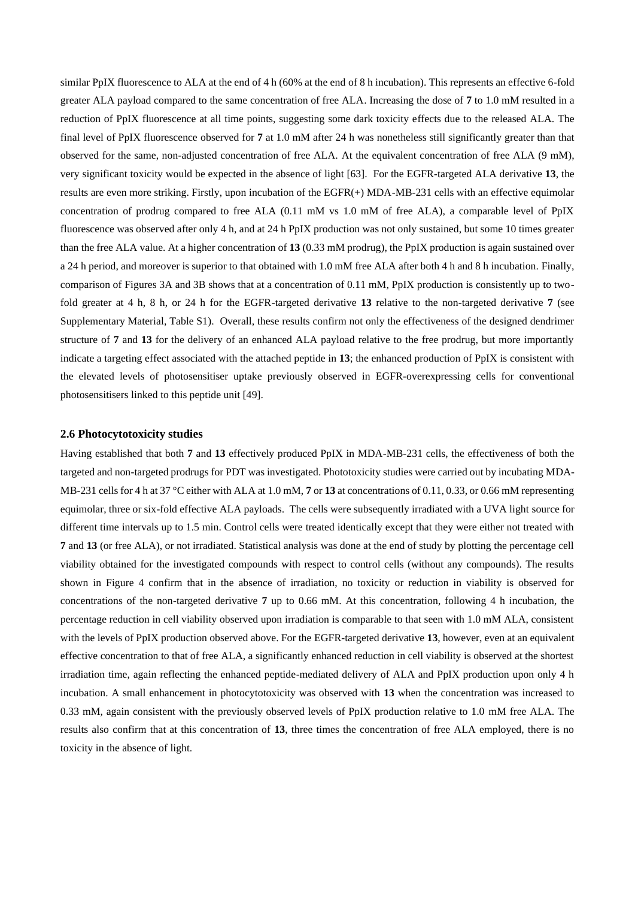similar PpIX fluorescence to ALA at the end of 4 h (60% at the end of 8 h incubation). This represents an effective 6-fold greater ALA payload compared to the same concentration of free ALA. Increasing the dose of **7** to 1.0 mM resulted in a reduction of PpIX fluorescence at all time points, suggesting some dark toxicity effects due to the released ALA. The final level of PpIX fluorescence observed for **7** at 1.0 mM after 24 h was nonetheless still significantly greater than that observed for the same, non-adjusted concentration of free ALA. At the equivalent concentration of free ALA (9 mM), very significant toxicity would be expected in the absence of light [63]. For the EGFR-targeted ALA derivative **13**, the results are even more striking. Firstly, upon incubation of the EGFR(+) MDA-MB-231 cells with an effective equimolar concentration of prodrug compared to free ALA (0.11 mM vs 1.0 mM of free ALA), a comparable level of PpIX fluorescence was observed after only 4 h, and at 24 h PpIX production was not only sustained, but some 10 times greater than the free ALA value. At a higher concentration of **13** (0.33 mM prodrug), the PpIX production is again sustained over a 24 h period, and moreover is superior to that obtained with 1.0 mM free ALA after both 4 h and 8 h incubation. Finally, comparison of Figures 3A and 3B shows that at a concentration of 0.11 mM, PpIX production is consistently up to two-fold greater at 4 h, 8 h, or 24 h for the EGFR-targeted derivative **13** relative to the non-targeted derivative **7** (see Supplementary Material, Table S1). Overall, these results confirm not only the effectiveness of the designed dendrimer structure of **7** and **13** for the delivery of an enhanced ALA payload relative to the free prodrug, but more importantly indicate a targeting effect associated with the attached peptide in **13**; the enhanced production of PpIX is consistent with the elevated levels of photosensitiser uptake previously observed in EGFR-overexpressing cells for conventional photosensitisers linked to this peptide unit [49].

### 2.6 Photocytotoxicity studies

Having established that both **7** and **13** effectively produced PpIX in MDA-MB-231 cells, the effectiveness of both the targeted and non-targeted prodrugs for PDT was investigated. Phototoxicity studies were carried out by incubating MDA-MB-231 cells for 4 h at 37 °C either with ALA at 1.0 mM, **7** or **13** at concentrations of 0.11, 0.33, or 0.66 mM representing equimolar, three or six-fold effective ALA payloads. The cells were subsequently irradiated with a UVA light source for different time intervals up to 1.5 min. Control cells were treated identically except that they were either not treated with **7** and **13** (or free ALA), or not irradiated. Statistical analysis was done at the end of study by plotting the percentage cell viability obtained for the investigated compounds with respect to control cells (without any compounds). The results shown in Figure 4 confirm that in the absence of irradiation, no toxicity or reduction in viability is observed for concentrations of the non-targeted derivative **7** up to 0.66 mM. At this concentration, following 4 h incubation, the percentage reduction in cell viability observed upon irradiation is comparable to that seen with 1.0 mM ALA, consistent with the levels of PpIX production observed above. For the EGFR-targeted derivative **13**, however, even at an equivalent effective concentration to that of free ALA, a significantly enhanced reduction in cell viability is observed at the shortest irradiation time, again reflecting the enhanced peptide-mediated delivery of ALA and PpIX production upon only 4 h incubation. A small enhancement in photocytotoxicity was observed with **13** when the concentration was increased to 0.33 mM, again consistent with the previously observed levels of PpIX production relative to 1.0 mM free ALA. The results also confirm that at this concentration of **13**, three times the concentration of free ALA employed, there is no toxicity in the absence of light.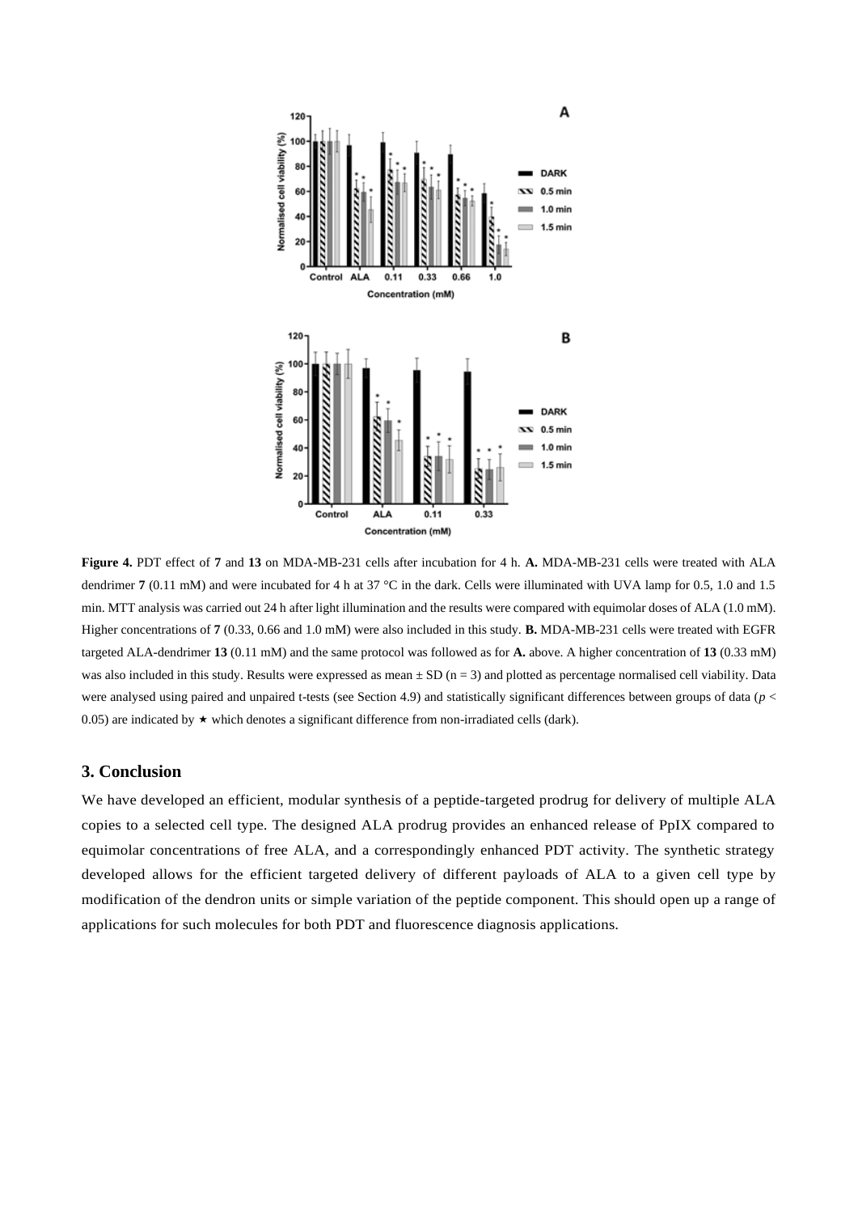**Figure 4.** PDT effect of **7** and **13** on MDA-MB-231 cells after incubation for 4 h. **A.** MDA-MB-231 cells were treated with ALA dendrimer **7** (0.11 mM) and were incubated for 4 h at 37 °C in the dark. Cells were illuminated with UVA lamp for 0.5, 1.0 and 1.5 min. MTT analysis was carried out 24 h after light illumination and the results were compared with equimolar doses of ALA (1.0 mM). Higher concentrations of **7** (0.33, 0.66 and 1.0 mM) were also included in this study. **B.** MDA-MB-231 cells were treated with EGFR targeted ALA-dendrimer **13** (0.11 mM) and the same protocol was followed as for **A.** above. A higher concentration of **13** (0.33 mM) was also included in this study. Results were expressed as mean ± SD (n = 3) and plotted as percentage normalised cell viability. Data were analysed using paired and unpaired t-tests (see Section 4.9) and statistically significant differences between groups of data ($p < 0.05$) are indicated by ★ which denotes a significant difference from non-irradiated cells (dark).

## 3. Conclusion

We have developed an efficient, modular synthesis of a peptide-targeted prodrug for delivery of multiple ALA copies to a selected cell type. The designed ALA prodrug provides an enhanced release of PpIX compared to equimolar concentrations of free ALA, and a correspondingly enhanced PDT activity. The synthetic strategy developed allows for the efficient targeted delivery of different payloads of ALA to a given cell type by modification of the dendron units or simple variation of the peptide component. This should open up a range of applications for such molecules for both PDT and fluorescence diagnosis applications.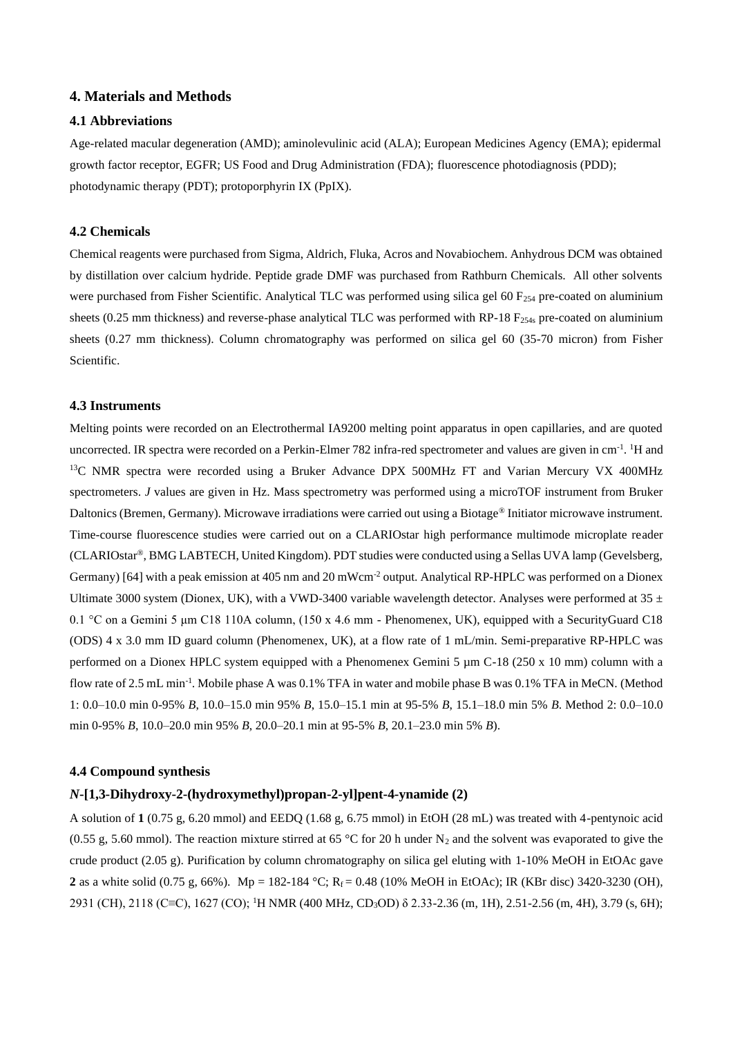## 4. Materials and Methods

### 4.1 Abbreviations

Age-related macular degeneration (AMD); aminolevulinic acid (ALA); European Medicines Agency (EMA); epidermal growth factor receptor, EGFR; US Food and Drug Administration (FDA); fluorescence photodiagnosis (PDD); photodynamic therapy (PDT); protoporphyrin IX (PpIX).

### 4.2 Chemicals

Chemical reagents were purchased from Sigma, Aldrich, Fluka, Acros and Novabiochem. Anhydrous DCM was obtained by distillation over calcium hydride. Peptide grade DMF was purchased from Rathburn Chemicals. All other solvents were purchased from Fisher Scientific. Analytical TLC was performed using silica gel 60 $F_{254}$ pre-coated on aluminium sheets (0.25 mm thickness) and reverse-phase analytical TLC was performed with RP-18 $F_{254s}$ pre-coated on aluminium sheets (0.27 mm thickness). Column chromatography was performed on silica gel 60 (35-70 micron) from Fisher Scientific.

### 4.3 Instruments

Melting points were recorded on an Electrothermal IA9200 melting point apparatus in open capillaries, and are quoted uncorrected. IR spectra were recorded on a Perkin-Elmer 782 infra-red spectrometer and values are given in $cm^{-1}$. $^{1}H$ and $^{13}C$ NMR spectra were recorded using a Bruker Advance DPX 500MHz FT and Varian Mercury VX 400MHz spectrometers. *J* values are given in Hz. Mass spectrometry was performed using a microTOF instrument from Bruker Daltonics (Bremen, Germany). Microwave irradiations were carried out using a Biotage® Initiator microwave instrument. Time-course fluorescence studies were carried out on a CLARIOstar high performance multimode microplate reader (CLARIOstar®, BMG LABTECH, United Kingdom). PDT studies were conducted using a Sellas UVA lamp (Gevelsberg, Germany) [64] with a peak emission at 405 nm and 20 $mWcm^{-2}$ output. Analytical RP-HPLC was performed on a Dionex Ultimate 3000 system (Dionex, UK), with a VWD-3400 variable wavelength detector. Analyses were performed at 35 ± 0.1 °C on a Gemini 5 µm C18 110A column, (150 x 4.6 mm - Phenomenex, UK), equipped with a SecurityGuard C18 (ODS) 4 x 3.0 mm ID guard column (Phenomenex, UK), at a flow rate of 1 mL/min. Semi-preparative RP-HPLC was performed on a Dionex HPLC system equipped with a Phenomenex Gemini 5 µm C-18 (250 x 10 mm) column with a flow rate of 2.5 mL $min^{-1}$. Mobile phase A was 0.1% TFA in water and mobile phase B was 0.1% TFA in MeCN. (Method 1: 0.0–10.0 min 0-95% *B*, 10.0–15.0 min 95% *B*, 15.0–15.1 min at 95-5% *B*, 15.1–18.0 min 5% *B*. Method 2: 0.0–10.0 min 0-95% *B*, 10.0–20.0 min 95% *B*, 20.0–20.1 min at 95-5% *B*, 20.1–23.0 min 5% *B*).

### 4.4 Compound synthesis

#### *N*-[1,3-Dihydroxy-2-(hydroxymethyl)propan-2-yl]pent-4-ynamide (2)

A solution of **1** (0.75 g, 6.20 mmol) and EEDQ (1.68 g, 6.75 mmol) in EtOH (28 mL) was treated with 4-pentynoic acid (0.55 g, 5.60 mmol). The reaction mixture stirred at 65 °C for 20 h under $N_2$ and the solvent was evaporated to give the crude product (2.05 g). Purification by column chromatography on silica gel eluting with 1-10% MeOH in EtOAc gave **2** as a white solid (0.75 g, 66%). Mp = 182-184 °C; $R_f$ = 0.48 (10% MeOH in EtOAc); IR (KBr disc) 3420-3230 (OH), 2931 (CH), 2118 (C≡C), 1627 (CO); $^{1}H$ NMR (400 MHz, $CD_3OD$) δ 2.33-2.36 (m, 1H), 2.51-2.56 (m, 4H), 3.79 (s, 6H);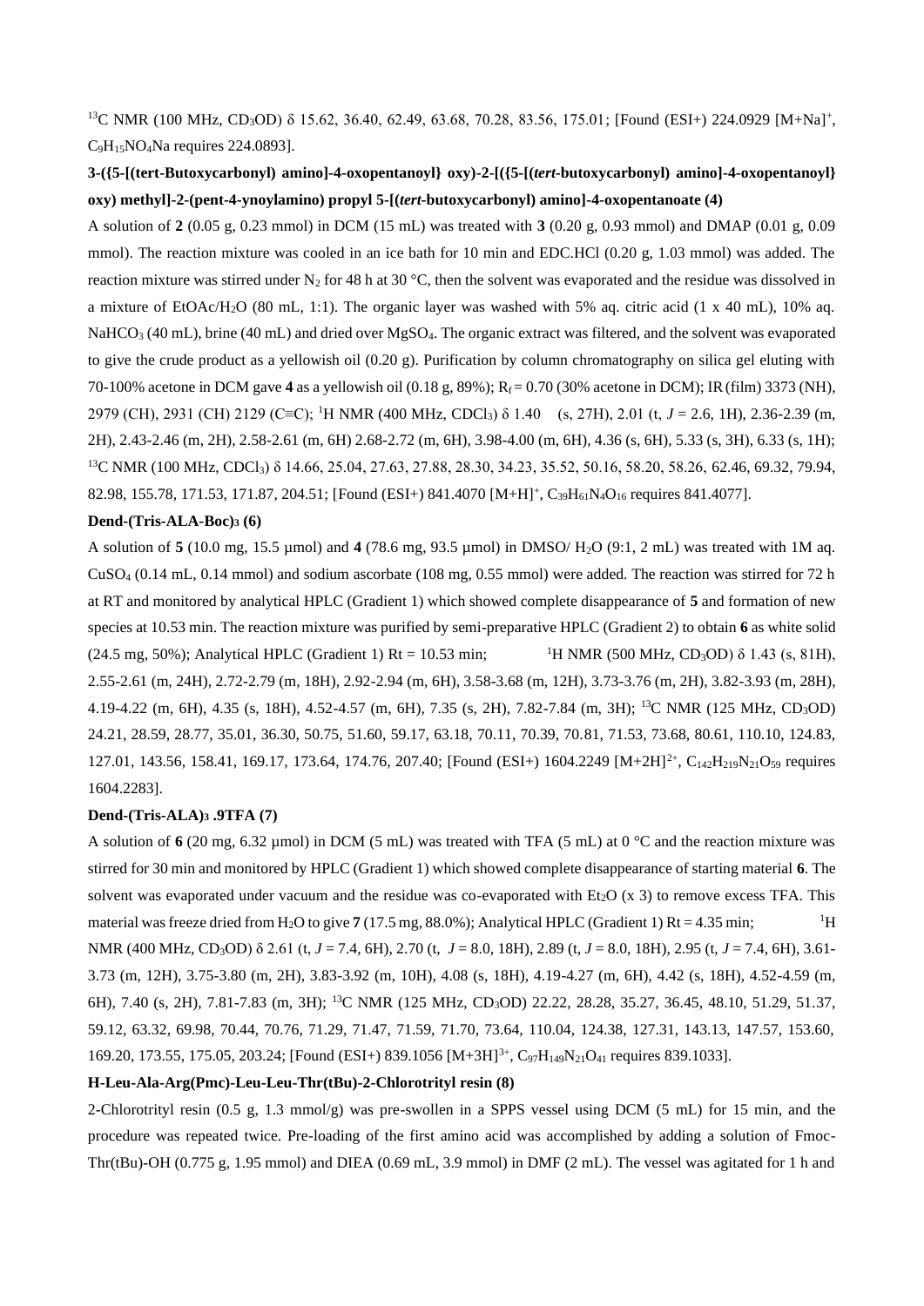$^{13}$C NMR (100 MHz, $CD_3OD$) δ 15.62, 36.40, 62.49, 63.68, 70.28, 83.56, 175.01; [Found (ESI+) 224.0929 $[M+Na]^+$, $C_9H_{15}NO_4Na$ requires 224.0893].

**3-({5-[(tert-Butoxycarbonyl) amino]-4-oxopentanoyl} oxy)-2-[({5-[(*tert*-butoxycarbonyl) amino]-4-oxopentanoyl} oxy) methyl]-2-(pent-4-ynoylamino) propyl 5-[(*tert*-butoxycarbonyl) amino]-4-oxopentanoate (4)**

A solution of **2** (0.05 g, 0.23 mmol) in DCM (15 mL) was treated with **3** (0.20 g, 0.93 mmol) and DMAP (0.01 g, 0.09 mmol). The reaction mixture was cooled in an ice bath for 10 min and EDC.HCl (0.20 g, 1.03 mmol) was added. The reaction mixture was stirred under $N_2$ for 48 h at 30 °C, then the solvent was evaporated and the residue was dissolved in a mixture of EtOAc/$H_2O$ (80 mL, 1:1). The organic layer was washed with 5% aq. citric acid (1 x 40 mL), 10% aq. $NaHCO_3$ (40 mL), brine (40 mL) and dried over $MgSO_4$. The organic extract was filtered, and the solvent was evaporated to give the crude product as a yellowish oil (0.20 g). Purification by column chromatography on silica gel eluting with 70-100% acetone in DCM gave **4** as a yellowish oil (0.18 g, 89%); $R_f$ = 0.70 (30% acetone in DCM); IR (film) 3373 (NH), 2979 (CH), 2931 (CH) 2129 (C≡C); $^1$H NMR (400 MHz, $CDCl_3$) δ 1.40 (s, 27H), 2.01 (t, *J* = 2.6, 1H), 2.36-2.39 (m, 2H), 2.43-2.46 (m, 2H), 2.58-2.61 (m, 6H) 2.68-2.72 (m, 6H), 3.98-4.00 (m, 6H), 4.36 (s, 6H), 5.33 (s, 3H), 6.33 (s, 1H); $^{13}$C NMR (100 MHz, $CDCl_3$) δ 14.66, 25.04, 27.63, 27.88, 28.30, 34.23, 35.52, 50.16, 58.20, 58.26, 62.46, 69.32, 79.94, 82.98, 155.78, 171.53, 171.87, 204.51; [Found (ESI+) 841.4070 $[M+H]^+$, $C_{39}H_{61}N_4O_{16}$ requires 841.4077].

**Dend-(Tris-ALA-Boc)$_3$ (6)**

A solution of **5** (10.0 mg, 15.5 µmol) and **4** (78.6 mg, 93.5 µmol) in DMSO/ $H_2O$ (9:1, 2 mL) was treated with 1M aq. $CuSO_4$ (0.14 mL, 0.14 mmol) and sodium ascorbate (108 mg, 0.55 mmol) were added. The reaction was stirred for 72 h at RT and monitored by analytical HPLC (Gradient 1) which showed complete disappearance of **5** and formation of new species at 10.53 min. The reaction mixture was purified by semi-preparative HPLC (Gradient 2) to obtain **6** as white solid (24.5 mg, 50%); Analytical HPLC (Gradient 1) Rt = 10.53 min; $^1$H NMR (500 MHz, $CD_3OD$) δ 1.43 (s, 81H), 2.55-2.61 (m, 24H), 2.72-2.79 (m, 18H), 2.92-2.94 (m, 6H), 3.58-3.68 (m, 12H), 3.73-3.76 (m, 2H), 3.82-3.93 (m, 28H), 4.19-4.22 (m, 6H), 4.35 (s, 18H), 4.52-4.57 (m, 6H), 7.35 (s, 2H), 7.82-7.84 (m, 3H); $^{13}$C NMR (125 MHz, $CD_3OD$) 24.21, 28.59, 28.77, 35.01, 36.30, 50.75, 51.60, 59.17, 63.18, 70.11, 70.39, 70.81, 71.53, 73.68, 80.61, 110.10, 124.83, 127.01, 143.56, 158.41, 169.17, 173.64, 174.76, 207.40; [Found (ESI+) 1604.2249 $[M+2H]^{2+}$, $C_{142}H_{219}N_{21}O_{59}$ requires 1604.2283].

**Dend-(Tris-ALA)$_3$ .9TFA (7)**

A solution of **6** (20 mg, 6.32 µmol) in DCM (5 mL) was treated with TFA (5 mL) at 0 °C and the reaction mixture was stirred for 30 min and monitored by HPLC (Gradient 1) which showed complete disappearance of starting material **6**. The solvent was evaporated under vacuum and the residue was co-evaporated with $Et_2O$ (x 3) to remove excess TFA. This material was freeze dried from $H_2O$ to give **7** (17.5 mg, 88.0%); Analytical HPLC (Gradient 1) Rt = 4.35 min; $^1$H NMR (400 MHz, $CD_3OD$) δ 2.61 (t, *J* = 7.4, 6H), 2.70 (t, *J* = 8.0, 18H), 2.89 (t, *J* = 8.0, 18H), 2.95 (t, *J* = 7.4, 6H), 3.61-3.73 (m, 12H), 3.75-3.80 (m, 2H), 3.83-3.92 (m, 10H), 4.08 (s, 18H), 4.19-4.27 (m, 6H), 4.42 (s, 18H), 4.52-4.59 (m, 6H), 7.40 (s, 2H), 7.81-7.83 (m, 3H); $^{13}$C NMR (125 MHz, $CD_3OD$) 22.22, 28.28, 35.27, 36.45, 48.10, 51.29, 51.37, 59.12, 63.32, 69.98, 70.44, 70.76, 71.29, 71.47, 71.59, 71.70, 73.64, 110.04, 124.38, 127.31, 143.13, 147.57, 153.60, 169.20, 173.55, 175.05, 203.24; [Found (ESI+) 839.1056 $[M+3H]^{3+}$, $C_{97}H_{149}N_{21}O_{41}$ requires 839.1033].

**H-Leu-Ala-Arg(Pmc)-Leu-Leu-Thr(tBu)-2-Chlorotrityl resin (8)**

2-Chlorotrityl resin (0.5 g, 1.3 mmol/g) was pre-swollen in a SPPS vessel using DCM (5 mL) for 15 min, and the procedure was repeated twice. Pre-loading of the first amino acid was accomplished by adding a solution of Fmoc-Thr(tBu)-OH (0.775 g, 1.95 mmol) and DIEA (0.69 mL, 3.9 mmol) in DMF (2 mL). The vessel was agitated for 1 h and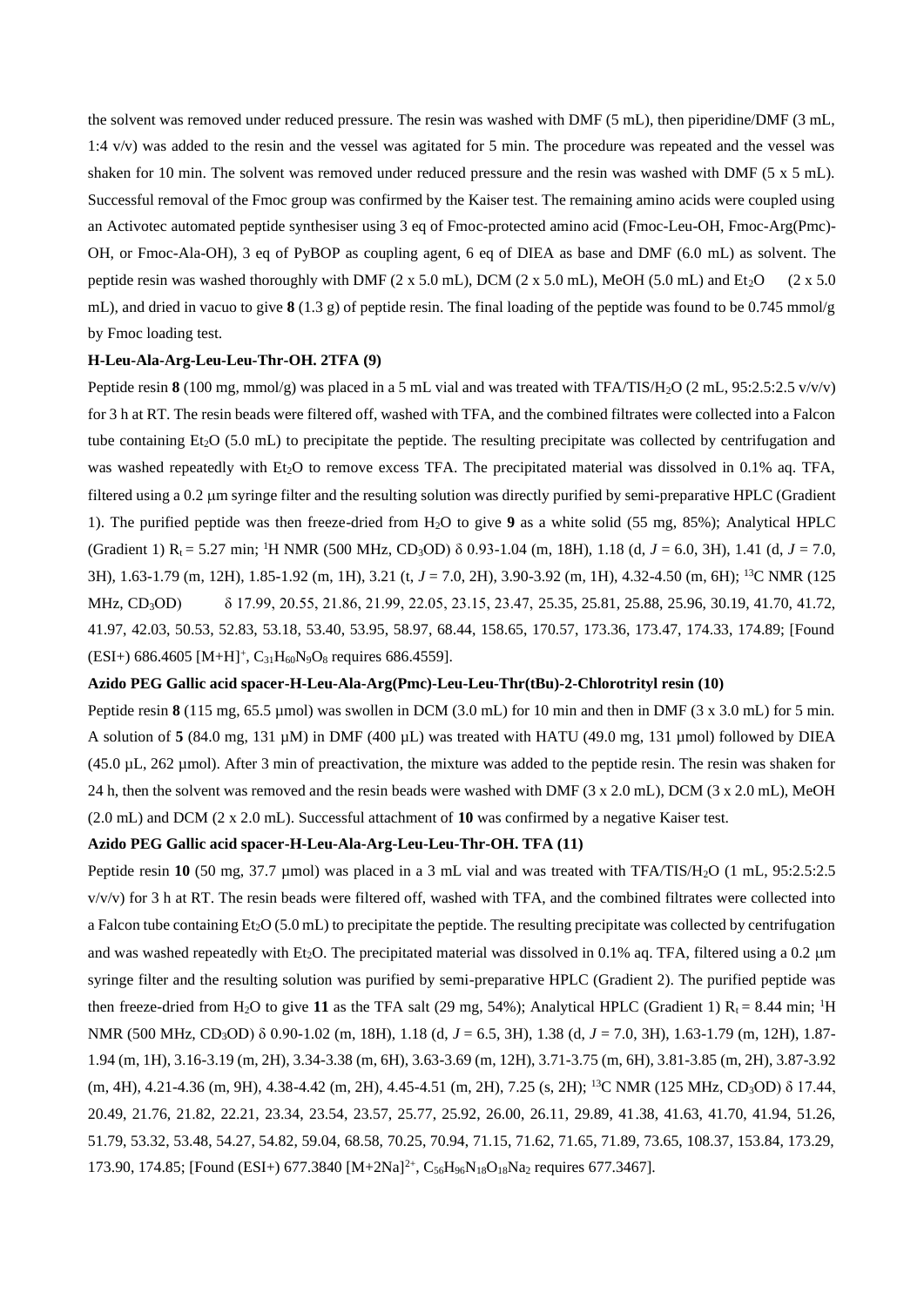the solvent was removed under reduced pressure. The resin was washed with DMF (5 mL), then piperidine/DMF (3 mL, 1:4 v/v) was added to the resin and the vessel was agitated for 5 min. The procedure was repeated and the vessel was shaken for 10 min. The solvent was removed under reduced pressure and the resin was washed with DMF (5 x 5 mL). Successful removal of the Fmoc group was confirmed by the Kaiser test. The remaining amino acids were coupled using an Activotec automated peptide synthesiser using 3 eq of Fmoc-protected amino acid (Fmoc-Leu-OH, Fmoc-Arg(Pmc)-OH, or Fmoc-Ala-OH), 3 eq of PyBOP as coupling agent, 6 eq of DIEA as base and DMF (6.0 mL) as solvent. The peptide resin was washed thoroughly with DMF (2 x 5.0 mL), DCM (2 x 5.0 mL), MeOH (5.0 mL) and $Et_2O$ (2 x 5.0 mL), and dried in vacuo to give **8** (1.3 g) of peptide resin. The final loading of the peptide was found to be 0.745 mmol/g by Fmoc loading test.

**H-Leu-Ala-Arg-Leu-Leu-Thr-OH. 2TFA (9)**

Peptide resin **8** (100 mg, mmol/g) was placed in a 5 mL vial and was treated with TFA/TIS/$H_2O$ (2 mL, 95:2.5:2.5 v/v/v) for 3 h at RT. The resin beads were filtered off, washed with TFA, and the combined filtrates were collected into a Falcon tube containing $Et_2O$ (5.0 mL) to precipitate the peptide. The resulting precipitate was collected by centrifugation and was washed repeatedly with $Et_2O$ to remove excess TFA. The precipitated material was dissolved in 0.1% aq. TFA, filtered using a 0.2 μm syringe filter and the resulting solution was directly purified by semi-preparative HPLC (Gradient 1). The purified peptide was then freeze-dried from $H_2O$ to give **9** as a white solid (55 mg, 85%); Analytical HPLC (Gradient 1) $R_t$ = 5.27 min; $^1$H NMR (500 MHz, $CD_3OD$) δ 0.93-1.04 (m, 18H), 1.18 (d, *J* = 6.0, 3H), 1.41 (d, *J* = 7.0, 3H), 1.63-1.79 (m, 12H), 1.85-1.92 (m, 1H), 3.21 (t, *J* = 7.0, 2H), 3.90-3.92 (m, 1H), 4.32-4.50 (m, 6H); $^{13}$C NMR (125 MHz, $CD_3OD$) δ 17.99, 20.55, 21.86, 21.99, 22.05, 23.15, 23.47, 25.35, 25.81, 25.88, 25.96, 30.19, 41.70, 41.72, 41.97, 42.03, 50.53, 52.83, 53.18, 53.40, 53.95, 58.97, 68.44, 158.65, 170.57, 173.36, 173.47, 174.33, 174.89; [Found (ESI+) 686.4605 $[M+H]^+$, $C_{31}H_{60}N_9O_8$ requires 686.4559].

**Azido PEG Gallic acid spacer-H-Leu-Ala-Arg(Pmc)-Leu-Leu-Thr(tBu)-2-Chlorotrityl resin (10)**

Peptide resin **8** (115 mg, 65.5 μmol) was swollen in DCM (3.0 mL) for 10 min and then in DMF (3 x 3.0 mL) for 5 min. A solution of **5** (84.0 mg, 131 μM) in DMF (400 μL) was treated with HATU (49.0 mg, 131 μmol) followed by DIEA (45.0 μL, 262 μmol). After 3 min of preactivation, the mixture was added to the peptide resin. The resin was shaken for 24 h, then the solvent was removed and the resin beads were washed with DMF (3 x 2.0 mL), DCM (3 x 2.0 mL), MeOH (2.0 mL) and DCM (2 x 2.0 mL). Successful attachment of **10** was confirmed by a negative Kaiser test.

**Azido PEG Gallic acid spacer-H-Leu-Ala-Arg-Leu-Leu-Thr-OH. TFA (11)**

Peptide resin **10** (50 mg, 37.7 μmol) was placed in a 3 mL vial and was treated with TFA/TIS/$H_2O$ (1 mL, 95:2.5:2.5 v/v/v) for 3 h at RT. The resin beads were filtered off, washed with TFA, and the combined filtrates were collected into a Falcon tube containing $Et_2O$ (5.0 mL) to precipitate the peptide. The resulting precipitate was collected by centrifugation and was washed repeatedly with $Et_2O$. The precipitated material was dissolved in 0.1% aq. TFA, filtered using a 0.2 μm syringe filter and the resulting solution was purified by semi-preparative HPLC (Gradient 2). The purified peptide was then freeze-dried from $H_2O$ to give **11** as the TFA salt (29 mg, 54%); Analytical HPLC (Gradient 1) $R_t$ = 8.44 min; $^1$H NMR (500 MHz, $CD_3OD$) δ 0.90-1.02 (m, 18H), 1.18 (d, *J* = 6.5, 3H), 1.38 (d, *J* = 7.0, 3H), 1.63-1.79 (m, 12H), 1.87-1.94 (m, 1H), 3.16-3.19 (m, 2H), 3.34-3.38 (m, 6H), 3.63-3.69 (m, 12H), 3.71-3.75 (m, 6H), 3.81-3.85 (m, 2H), 3.87-3.92 (m, 4H), 4.21-4.36 (m, 9H), 4.38-4.42 (m, 2H), 4.45-4.51 (m, 2H), 7.25 (s, 2H); $^{13}$C NMR (125 MHz, $CD_3OD$) δ 17.44, 20.49, 21.76, 21.82, 22.21, 23.34, 23.54, 23.57, 25.77, 25.92, 26.00, 26.11, 29.89, 41.38, 41.63, 41.70, 41.94, 51.26, 51.79, 53.32, 53.48, 54.27, 54.82, 59.04, 68.58, 70.25, 70.94, 71.15, 71.62, 71.65, 71.89, 73.65, 108.37, 153.84, 173.29, 173.90, 174.85; [Found (ESI+) 677.3840 $[M+2Na]^{2+}$, $C_{56}H_{96}N_{18}O_{18}Na_2$ requires 677.3467].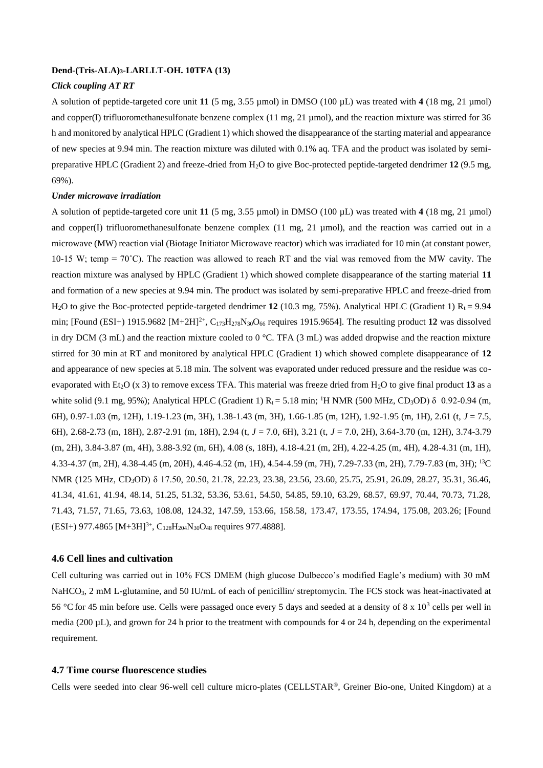**Dend-(Tris-ALA)$_3$-LARLLT-OH. 10TFA (13)**

***Click coupling AT RT***

A solution of peptide-targeted core unit **11** (5 mg, 3.55 µmol) in DMSO (100 µL) was treated with **4** (18 mg, 21 µmol) and copper(I) trifluoromethanesulfonate benzene complex (11 mg, 21 µmol), and the reaction mixture was stirred for 36 h and monitored by analytical HPLC (Gradient 1) which showed the disappearance of the starting material and appearance of new species at 9.94 min. The reaction mixture was diluted with 0.1% aq. TFA and the product was isolated by semi-preparative HPLC (Gradient 2) and freeze-dried from $H_2O$ to give Boc-protected peptide-targeted dendrimer **12** (9.5 mg, 69%).

***Under microwave irradiation***

A solution of peptide-targeted core unit **11** (5 mg, 3.55 µmol) in DMSO (100 µL) was treated with **4** (18 mg, 21 µmol) and copper(I) trifluoromethanesulfonate benzene complex (11 mg, 21 µmol), and the reaction was carried out in a microwave (MW) reaction vial (Biotage Initiator Microwave reactor) which was irradiated for 10 min (at constant power, 10-15 W; temp = 70˚C). The reaction was allowed to reach RT and the vial was removed from the MW cavity. The reaction mixture was analysed by HPLC (Gradient 1) which showed complete disappearance of the starting material **11** and formation of a new species at 9.94 min. The product was isolated by semi-preparative HPLC and freeze-dried from $H_2O$ to give the Boc-protected peptide-targeted dendrimer **12** (10.3 mg, 75%). Analytical HPLC (Gradient 1) $R_t$ = 9.94 min; [Found (ESI+) 1915.9682 $[M+2H]^{2+}$, $C_{173}H_{278}N_{30}O_{66}$ requires 1915.9654]. The resulting product **12** was dissolved in dry DCM (3 mL) and the reaction mixture cooled to 0 °C. TFA (3 mL) was added dropwise and the reaction mixture stirred for 30 min at RT and monitored by analytical HPLC (Gradient 1) which showed complete disappearance of **12** and appearance of new species at 5.18 min. The solvent was evaporated under reduced pressure and the residue was co-evaporated with $Et_2O$ (x 3) to remove excess TFA. This material was freeze dried from $H_2O$ to give final product **13** as a white solid (9.1 mg, 95%); Analytical HPLC (Gradient 1) $R_t$ = 5.18 min; $^1$H NMR (500 MHz, $CD_3OD$) δ 0.92-0.94 (m, 6H), 0.97-1.03 (m, 12H), 1.19-1.23 (m, 3H), 1.38-1.43 (m, 3H), 1.66-1.85 (m, 12H), 1.92-1.95 (m, 1H), 2.61 (t, $J$ = 7.5, 6H), 2.68-2.73 (m, 18H), 2.87-2.91 (m, 18H), 2.94 (t, $J$ = 7.0, 6H), 3.21 (t, $J$ = 7.0, 2H), 3.64-3.70 (m, 12H), 3.74-3.79 (m, 2H), 3.84-3.87 (m, 4H), 3.88-3.92 (m, 6H), 4.08 (s, 18H), 4.18-4.21 (m, 2H), 4.22-4.25 (m, 4H), 4.28-4.31 (m, 1H), 4.33-4.37 (m, 2H), 4.38-4.45 (m, 20H), 4.46-4.52 (m, 1H), 4.54-4.59 (m, 7H), 7.29-7.33 (m, 2H), 7.79-7.83 (m, 3H); $^{13}$C NMR (125 MHz, $CD_3OD$) δ 17.50, 20.50, 21.78, 22.23, 23.38, 23.56, 23.60, 25.75, 25.91, 26.09, 28.27, 35.31, 36.46, 41.34, 41.61, 41.94, 48.14, 51.25, 51.32, 53.36, 53.61, 54.50, 54.85, 59.10, 63.29, 68.57, 69.97, 70.44, 70.73, 71.28, 71.43, 71.57, 71.65, 73.63, 108.08, 124.32, 147.59, 153.66, 158.58, 173.47, 173.55, 174.94, 175.08, 203.26; [Found (ESI+) 977.4865 $[M+3H]^{3+}$, $C_{128}H_{204}N_{30}O_{48}$ requires 977.4888].

### 4.6 Cell lines and cultivation

Cell culturing was carried out in 10% FCS DMEM (high glucose Dulbecco's modified Eagle's medium) with 30 mM $NaHCO_3$, 2 mM L-glutamine, and 50 IU/mL of each of penicillin/ streptomycin. The FCS stock was heat-inactivated at 56 °C for 45 min before use. Cells were passaged once every 5 days and seeded at a density of 8 x $10^3$ cells per well in media (200 µL), and grown for 24 h prior to the treatment with compounds for 4 or 24 h, depending on the experimental requirement.

### 4.7 Time course fluorescence studies

Cells were seeded into clear 96-well cell culture micro-plates (CELLSTAR®, Greiner Bio-one, United Kingdom) at a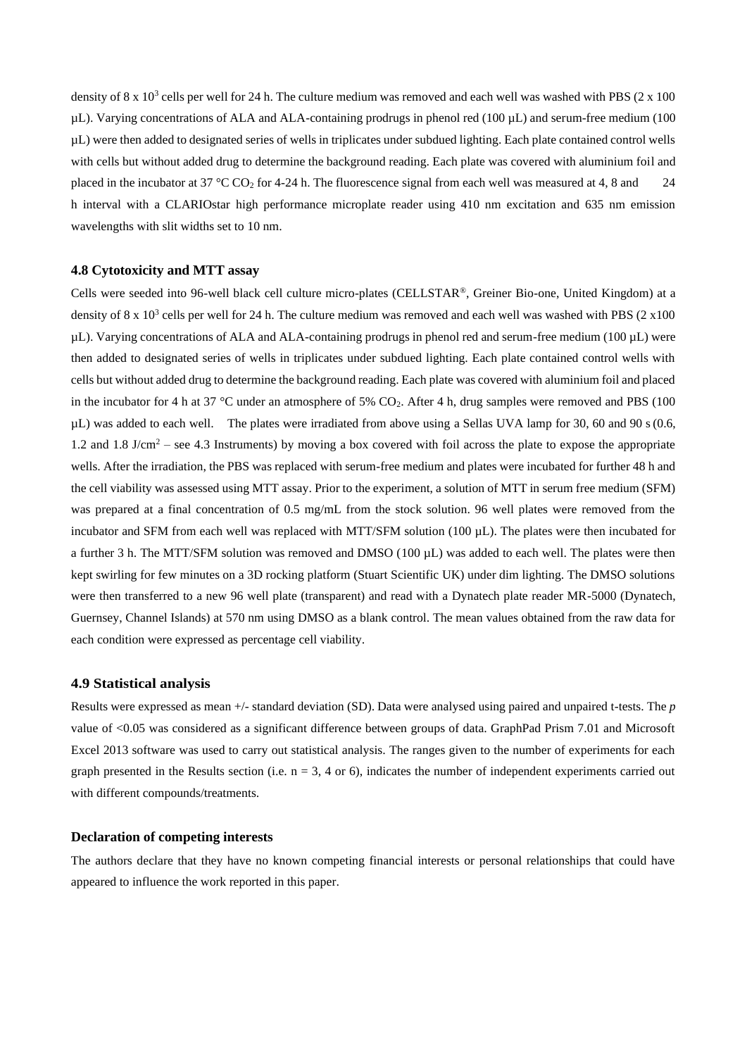density of 8 x $10^3$ cells per well for 24 h. The culture medium was removed and each well was washed with PBS (2 x 100 µL). Varying concentrations of ALA and ALA-containing prodrugs in phenol red (100 µL) and serum-free medium (100 µL) were then added to designated series of wells in triplicates under subdued lighting. Each plate contained control wells with cells but without added drug to determine the background reading. Each plate was covered with aluminium foil and placed in the incubator at 37 °C $CO_2$ for 4-24 h. The fluorescence signal from each well was measured at 4, 8 and 24 h interval with a CLARIOstar high performance microplate reader using 410 nm excitation and 635 nm emission wavelengths with slit widths set to 10 nm.

### 4.8 Cytotoxicity and MTT assay

Cells were seeded into 96-well black cell culture micro-plates (CELLSTAR®, Greiner Bio-one, United Kingdom) at a density of 8 x $10^3$ cells per well for 24 h. The culture medium was removed and each well was washed with PBS (2 x100 µL). Varying concentrations of ALA and ALA-containing prodrugs in phenol red and serum-free medium (100 µL) were then added to designated series of wells in triplicates under subdued lighting. Each plate contained control wells with cells but without added drug to determine the background reading. Each plate was covered with aluminium foil and placed in the incubator for 4 h at 37 °C under an atmosphere of 5% $CO_2$. After 4 h, drug samples were removed and PBS (100 µL) was added to each well. The plates were irradiated from above using a Sellas UVA lamp for 30, 60 and 90 s (0.6, 1.2 and 1.8 J/cm$^2$ – see 4.3 Instruments) by moving a box covered with foil across the plate to expose the appropriate wells. After the irradiation, the PBS was replaced with serum-free medium and plates were incubated for further 48 h and the cell viability was assessed using MTT assay. Prior to the experiment, a solution of MTT in serum free medium (SFM) was prepared at a final concentration of 0.5 mg/mL from the stock solution. 96 well plates were removed from the incubator and SFM from each well was replaced with MTT/SFM solution (100 µL). The plates were then incubated for a further 3 h. The MTT/SFM solution was removed and DMSO (100 µL) was added to each well. The plates were then kept swirling for few minutes on a 3D rocking platform (Stuart Scientific UK) under dim lighting. The DMSO solutions were then transferred to a new 96 well plate (transparent) and read with a Dynatech plate reader MR-5000 (Dynatech, Guernsey, Channel Islands) at 570 nm using DMSO as a blank control. The mean values obtained from the raw data for each condition were expressed as percentage cell viability.

### 4.9 Statistical analysis

Results were expressed as mean +/- standard deviation (SD). Data were analysed using paired and unpaired t-tests. The $p$ value of <0.05 was considered as a significant difference between groups of data. GraphPad Prism 7.01 and Microsoft Excel 2013 software was used to carry out statistical analysis. The ranges given to the number of experiments for each graph presented in the Results section (i.e. n = 3, 4 or 6), indicates the number of independent experiments carried out with different compounds/treatments.

### Declaration of competing interests

The authors declare that they have no known competing financial interests or personal relationships that could have appeared to influence the work reported in this paper.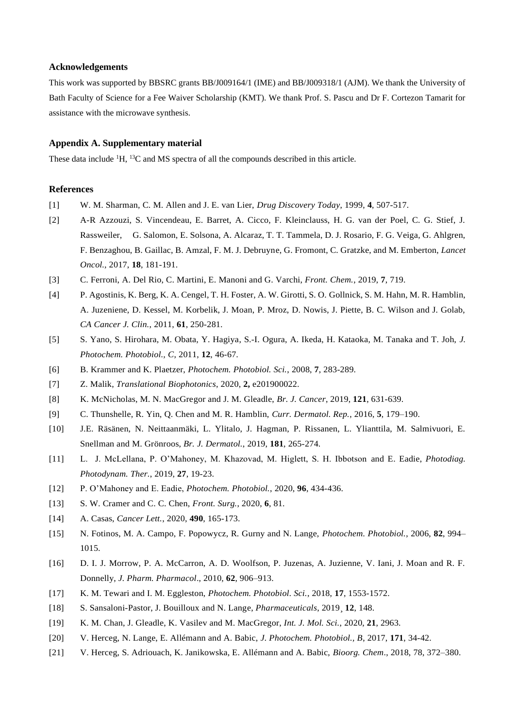## Acknowledgements

This work was supported by BBSRC grants BB/J009164/1 (IME) and BB/J009318/1 (AJM). We thank the University of Bath Faculty of Science for a Fee Waiver Scholarship (KMT). We thank Prof. S. Pascu and Dr F. Cortezon Tamarit for assistance with the microwave synthesis.

## Appendix A. Supplementary material

These data include $^{1}H$, $^{13}C$ and MS spectra of all the compounds described in this article.

## References

[1] W. M. Sharman, C. M. Allen and J. E. van Lier, *Drug Discovery Today*, 1999, **4**, 507-517.

[2] A-R Azzouzi, S. Vincendeau, E. Barret, A. Cicco, F. Kleinclauss, H. G. van der Poel, C. G. Stief, J. Rassweiler, G. Salomon, E. Solsona, A. Alcaraz, T. T. Tammela, D. J. Rosario, F. G. Veiga, G. Ahlgren, F. Benzaghou, B. Gaillac, B. Amzal, F. M. J. Debruyne, G. Fromont, C. Gratzke, and M. Emberton, *Lancet Oncol.*, 2017, **18**, 181-191.

[3] C. Ferroni, A. Del Rio, C. Martini, E. Manoni and G. Varchi, *Front. Chem.*, 2019, **7**, 719.

[4] P. Agostinis, K. Berg, K. A. Cengel, T. H. Foster, A. W. Girotti, S. O. Gollnick, S. M. Hahn, M. R. Hamblin, A. Juzeniene, D. Kessel, M. Korbelik, J. Moan, P. Mroz, D. Nowis, J. Piette, B. C. Wilson and J. Golab, *CA Cancer J. Clin.*, 2011, **61**, 250-281.

[5] S. Yano, S. Hirohara, M. Obata, Y. Hagiya, S.-I. Ogura, A. Ikeda, H. Kataoka, M. Tanaka and T. Joh, *J. Photochem. Photobiol., C*, 2011, **12**, 46-67.

[6] B. Krammer and K. Plaetzer, *Photochem. Photobiol. Sci.*, 2008, **7**, 283-289.

[7] Z. Malik, *Translational Biophotonics*, 2020, **2,** e201900022.

[8] K. McNicholas, M. N. MacGregor and J. M. Gleadle, *Br. J. Cancer*, 2019, **121**, 631-639.

[9] C. Thunshelle, R. Yin, Q. Chen and M. R. Hamblin, *Curr. Dermatol. Rep.*, 2016, **5**, 179–190.

[10] J.E. Räsänen, N. Neittaanmäki, L. Ylitalo, J. Hagman, P. Rissanen, L. Ylianttila, M. Salmivuori, E. Snellman and M. Grönroos, *Br. J. Dermatol.*, 2019, **181**, 265-274.

[11] L. J. McLellana, P. O'Mahoney, M. Khazovad, M. Higlett, S. H. Ibbotson and E. Eadie, *Photodiag. Photodynam. Ther.*, 2019, **27**, 19-23.

[12] P. O'Mahoney and E. Eadie, *Photochem. Photobiol.*, 2020, **96**, 434-436.

[13] S. W. Cramer and C. C. Chen, *Front. Surg.*, 2020, **6**, 81.

[14] A. Casas, *Cancer Lett.*, 2020, **490**, 165-173.

[15] N. Fotinos, M. A. Campo, F. Popowycz, R. Gurny and N. Lange, *Photochem. Photobiol.*, 2006, **82**, 994–1015.

[16] D. I. J. Morrow, P. A. McCarron, A. D. Woolfson, P. Juzenas, A. Juzienne, V. Iani, J. Moan and R. F. Donnelly, *J. Pharm. Pharmacol*., 2010, **62**, 906–913.

[17] K. M. Tewari and I. M. Eggleston, *Photochem. Photobiol. Sci.*, 2018, **17**, 1553-1572.

[18] S. Sansaloni-Pastor, J. Bouilloux and N. Lange, *Pharmaceuticals*, 2019¸ **12**, 148.

[19] K. M. Chan, J. Gleadle, K. Vasilev and M. MacGregor, *Int. J. Mol. Sci.*, 2020, **21**, 2963.

[20] V. Herceg, N. Lange, E. Allémann and A. Babic, *J. Photochem. Photobiol., B*, 2017, **171**, 34-42.

[21] V. Herceg, S. Adriouach, K. Janikowska, E. Allémann and A. Babic, *Bioorg. Chem*., 2018, 78, 372–380.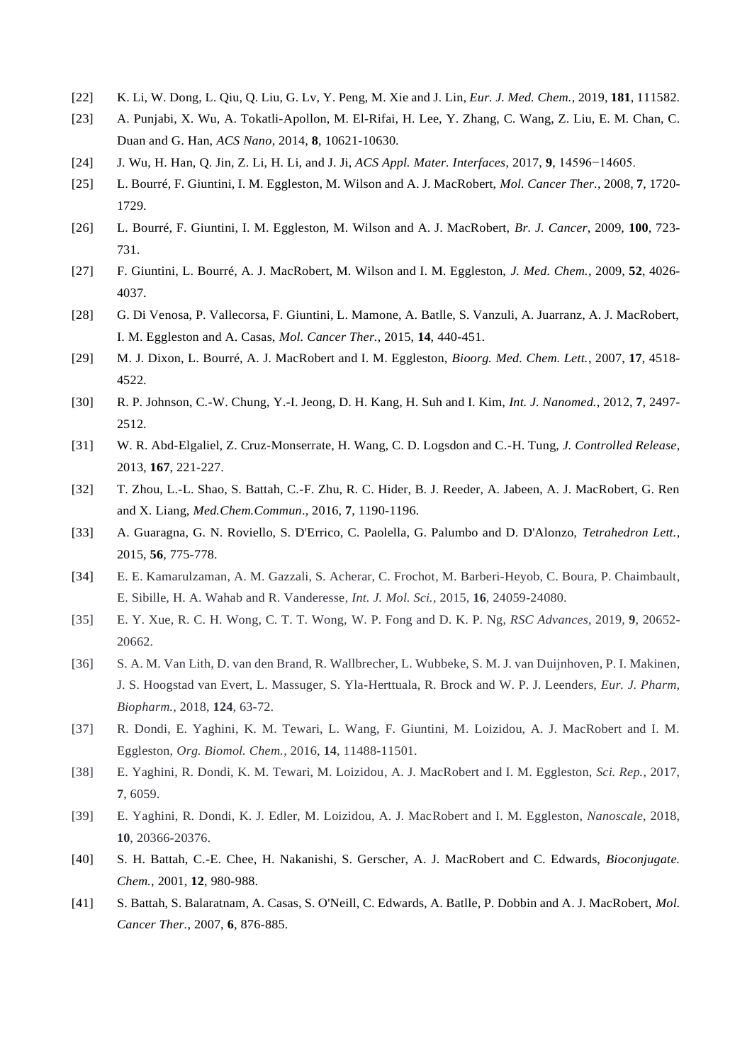[22] K. Li, W. Dong, L. Qiu, Q. Liu, G. Lv, Y. Peng, M. Xie and J. Lin, *Eur. J. Med. Chem.*, 2019, **181**, 111582.

[23] A. Punjabi, X. Wu, A. Tokatli-Apollon, M. El-Rifai, H. Lee, Y. Zhang, C. Wang, Z. Liu, E. M. Chan, C. Duan and G. Han, *ACS Nano*, 2014, **8**, 10621-10630.

[24] J. Wu, H. Han, Q. Jin, Z. Li, H. Li, and J. Ji, *ACS Appl. Mater. Interfaces*, 2017, **9**, 14596−14605.

[25] L. Bourré, F. Giuntini, I. M. Eggleston, M. Wilson and A. J. MacRobert, *Mol. Cancer Ther.*, 2008, **7**, 1720-1729.

[26] L. Bourré, F. Giuntini, I. M. Eggleston, M. Wilson and A. J. MacRobert, *Br. J. Cancer*, 2009, **100**, 723-731.

[27] F. Giuntini, L. Bourré, A. J. MacRobert, M. Wilson and I. M. Eggleston, *J. Med. Chem.*, 2009, **52**, 4026-4037.

[28] G. Di Venosa, P. Vallecorsa, F. Giuntini, L. Mamone, A. Batlle, S. Vanzuli, A. Juarranz, A. J. MacRobert, I. M. Eggleston and A. Casas, *Mol. Cancer Ther.*, 2015, **14**, 440-451.

[29] M. J. Dixon, L. Bourré, A. J. MacRobert and I. M. Eggleston, *Bioorg. Med. Chem. Lett.*, 2007, **17**, 4518-4522.

[30] R. P. Johnson, C.-W. Chung, Y.-I. Jeong, D. H. Kang, H. Suh and I. Kim, *Int. J. Nanomed.*, 2012, **7**, 2497-2512.

[31] W. R. Abd-Elgaliel, Z. Cruz-Monserrate, H. Wang, C. D. Logsdon and C.-H. Tung, *J. Controlled Release*, 2013, **167**, 221-227.

[32] T. Zhou, L.-L. Shao, S. Battah, C.-F. Zhu, R. C. Hider, B. J. Reeder, A. Jabeen, A. J. MacRobert, G. Ren and X. Liang, *Med.Chem.Commun*., 2016, **7**, 1190-1196.

[33] A. Guaragna, G. N. Roviello, S. D'Errico, C. Paolella, G. Palumbo and D. D'Alonzo, *Tetrahedron Lett.*, 2015, **56**, 775-778.

[34] E. E. Kamarulzaman, A. M. Gazzali, S. Acherar, C. Frochot, M. Barberi-Heyob, C. Boura, P. Chaimbault, E. Sibille, H. A. Wahab and R. Vanderesse, *Int. J. Mol. Sci.*, 2015, **16**, 24059-24080.

[35] E. Y. Xue, R. C. H. Wong, C. T. T. Wong, W. P. Fong and D. K. P. Ng, *RSC Advances*, 2019, **9**, 20652-20662.

[36] S. A. M. Van Lith, D. van den Brand, R. Wallbrecher, L. Wubbeke, S. M. J. van Duijnhoven, P. I. Makinen, J. S. Hoogstad van Evert, L. Massuger, S. Yla-Herttuala, R. Brock and W. P. J. Leenders, *Eur. J. Pharm, Biopharm.*, 2018, **124**, 63-72.

[37] R. Dondi, E. Yaghini, K. M. Tewari, L. Wang, F. Giuntini, M. Loizidou, A. J. MacRobert and I. M. Eggleston, *Org. Biomol. Chem.*, 2016, **14**, 11488-11501.

[38] E. Yaghini, R. Dondi, K. M. Tewari, M. Loizidou, A. J. MacRobert and I. M. Eggleston, *Sci. Rep.*, 2017, **7**, 6059.

[39] E. Yaghini, R. Dondi, K. J. Edler, M. Loizidou, A. J. MacRobert and I. M. Eggleston, *Nanoscale*, 2018, **10**, 20366-20376.

[40] S. H. Battah, C.-E. Chee, H. Nakanishi, S. Gerscher, A. J. MacRobert and C. Edwards, *Bioconjugate. Chem.*, 2001, **12**, 980-988.

[41] S. Battah, S. Balaratnam, A. Casas, S. O'Neill, C. Edwards, A. Batlle, P. Dobbin and A. J. MacRobert, *Mol. Cancer Ther.*, 2007, **6**, 876-885.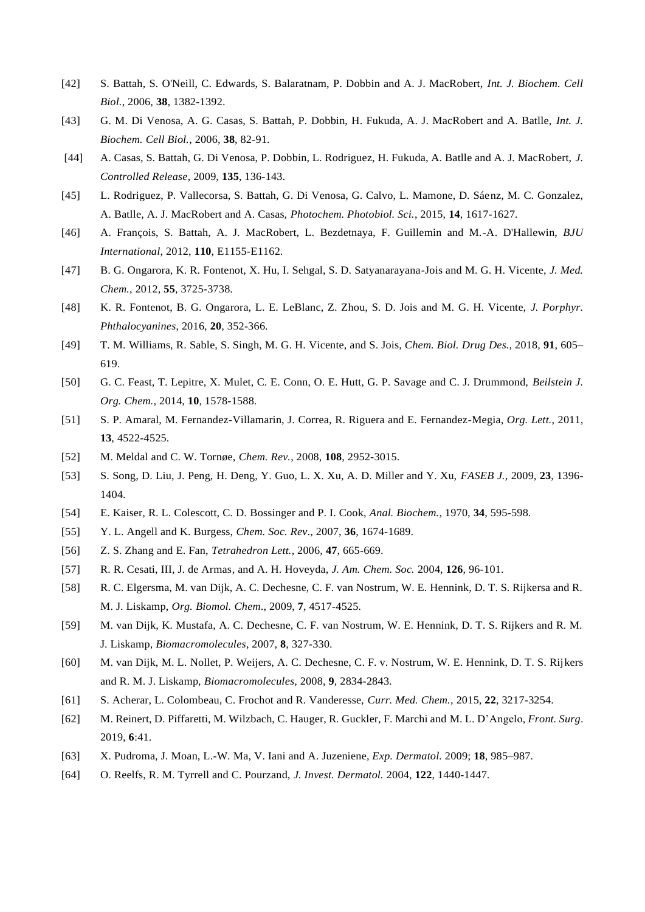[42] S. Battah, S. O'Neill, C. Edwards, S. Balaratnam, P. Dobbin and A. J. MacRobert, *Int. J. Biochem. Cell Biol.*, 2006, **38**, 1382-1392.

[43] G. M. Di Venosa, A. G. Casas, S. Battah, P. Dobbin, H. Fukuda, A. J. MacRobert and A. Batlle, *Int. J. Biochem. Cell Biol.*, 2006, **38**, 82-91.

[44] A. Casas, S. Battah, G. Di Venosa, P. Dobbin, L. Rodriguez, H. Fukuda, A. Batlle and A. J. MacRobert, *J. Controlled Release*, 2009, **135**, 136-143.

[45] L. Rodriguez, P. Vallecorsa, S. Battah, G. Di Venosa, G. Calvo, L. Mamone, D. Sáenz, M. C. Gonzalez, A. Batlle, A. J. MacRobert and A. Casas, *Photochem. Photobiol. Sci.*, 2015, **14**, 1617-1627.

[46] A. François, S. Battah, A. J. MacRobert, L. Bezdetnaya, F. Guillemin and M.-A. D'Hallewin, *BJU International*, 2012, **110**, E1155-E1162.

[47] B. G. Ongarora, K. R. Fontenot, X. Hu, I. Sehgal, S. D. Satyanarayana-Jois and M. G. H. Vicente, *J. Med. Chem.*, 2012, **55**, 3725-3738.

[48] K. R. Fontenot, B. G. Ongarora, L. E. LeBlanc, Z. Zhou, S. D. Jois and M. G. H. Vicente, *J. Porphyr. Phthalocyanines*, 2016, **20**, 352-366.

[49] T. M. Williams, R. Sable, S. Singh, M. G. H. Vicente, and S. Jois, *Chem. Biol. Drug Des.*, 2018, **91**, 605–619.

[50] G. C. Feast, T. Lepitre, X. Mulet, C. E. Conn, O. E. Hutt, G. P. Savage and C. J. Drummond, *Beilstein J. Org. Chem.*, 2014, **10**, 1578-1588.

[51] S. P. Amaral, M. Fernandez-Villamarin, J. Correa, R. Riguera and E. Fernandez-Megia, *Org. Lett.*, 2011, **13**, 4522-4525.

[52] M. Meldal and C. W. Tornøe, *Chem. Rev.*, 2008, **108**, 2952-3015.

[53] S. Song, D. Liu, J. Peng, H. Deng, Y. Guo, L. X. Xu, A. D. Miller and Y. Xu, *FASEB J.*, 2009, **23**, 1396-1404.

[54] E. Kaiser, R. L. Colescott, C. D. Bossinger and P. I. Cook, *Anal. Biochem.*, 1970, **34**, 595-598.

[55] Y. L. Angell and K. Burgess, *Chem. Soc. Rev*., 2007, **36**, 1674-1689.

[56] Z. S. Zhang and E. Fan, *Tetrahedron Lett.*, 2006, **47**, 665-669.

[57] R. R. Cesati, III, J. de Armas, and A. H. Hoveyda, *J. Am. Chem. Soc.* 2004, **126**, 96-101.

[58] R. C. Elgersma, M. van Dijk, A. C. Dechesne, C. F. van Nostrum, W. E. Hennink, D. T. S. Rijkersa and R. M. J. Liskamp, *Org. Biomol. Chem*., 2009, **7**, 4517-4525.

[59] M. van Dijk, K. Mustafa, A. C. Dechesne, C. F. van Nostrum, W. E. Hennink, D. T. S. Rijkers and R. M. J. Liskamp, *Biomacromolecules*, 2007, **8**, 327-330.

[60] M. van Dijk, M. L. Nollet, P. Weijers, A. C. Dechesne, C. F. v. Nostrum, W. E. Hennink, D. T. S. Rijkers and R. M. J. Liskamp, *Biomacromolecules*, 2008, **9**, 2834-2843.

[61] S. Acherar, L. Colombeau, C. Frochot and R. Vanderesse, *Curr. Med. Chem.*, 2015, **22**, 3217-3254.

[62] M. Reinert, D. Piffaretti, M. Wilzbach, C. Hauger, R. Guckler, F. Marchi and M. L. D'Angelo, *Front. Surg*. 2019, **6**:41.

[63] X. Pudroma, J. Moan, L.-W. Ma, V. Iani and A. Juzeniene, *Exp. Dermatol.* 2009; **18**, 985–987.

[64] O. Reelfs, R. M. Tyrrell and C. Pourzand, *J. Invest. Dermatol.* 2004, **122**, 1440-1447.